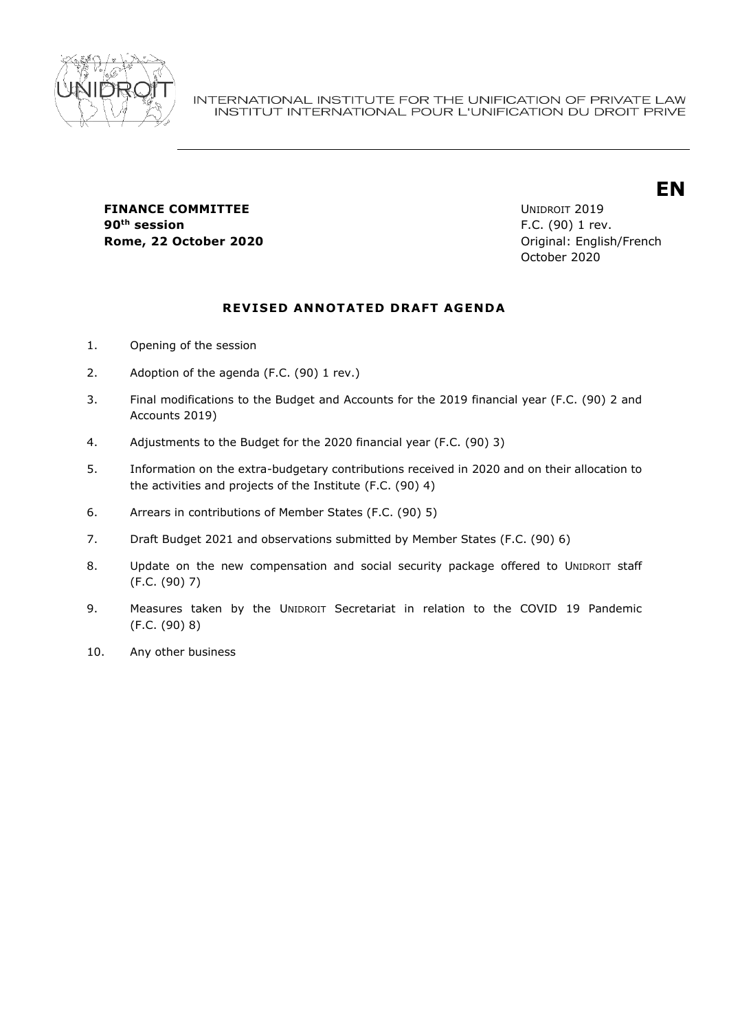INTERNATIONAL INSTITUTE FOR THE UNIFICATION OF PRIVATE LAW
INSTITUT INTERNATIONAL POUR L'UNIFICATION DU DROIT PRIVE

**EN**

**FINANCE COMMITTEE**
**90th session**
**Rome, 22 October 2020**

UNIDROIT 2019
F.C. (90) 1 rev.
Original: English/French
October 2020

## REVISED ANNOTATED DRAFT AGENDA

1. Opening of the session
2. Adoption of the agenda (F.C. (90) 1 rev.)
3. Final modifications to the Budget and Accounts for the 2019 financial year (F.C. (90) 2 and Accounts 2019)
4. Adjustments to the Budget for the 2020 financial year (F.C. (90) 3)
5. Information on the extra-budgetary contributions received in 2020 and on their allocation to the activities and projects of the Institute (F.C. (90) 4)
6. Arrears in contributions of Member States (F.C. (90) 5)
7. Draft Budget 2021 and observations submitted by Member States (F.C. (90) 6)
8. Update on the new compensation and social security package offered to UNIDROIT staff (F.C. (90) 7)
9. Measures taken by the UNIDROIT Secretariat in relation to the COVID 19 Pandemic (F.C. (90) 8)
10. Any other business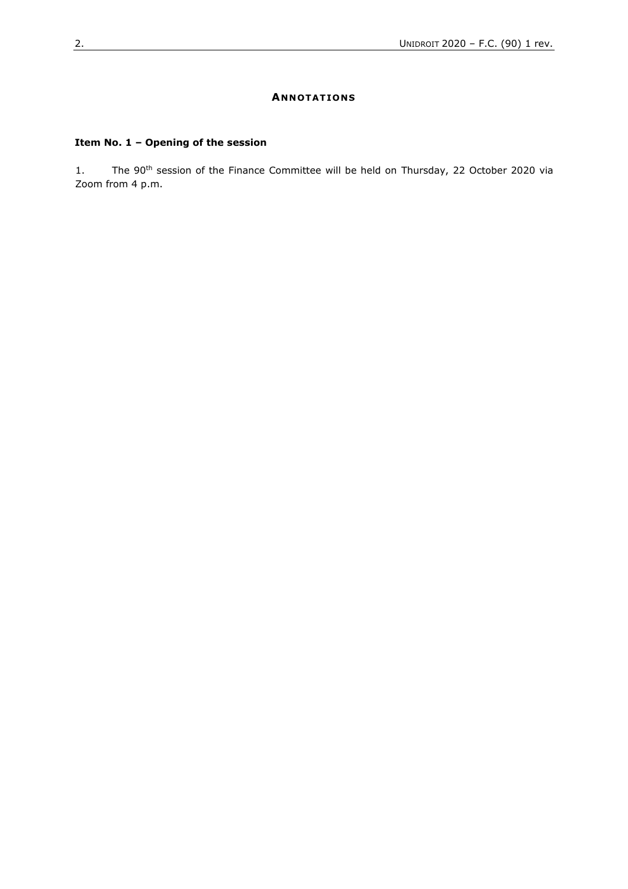## ANNOTATIONS

### Item No. 1 – Opening of the session

1. The 90th session of the Finance Committee will be held on Thursday, 22 October 2020 via Zoom from 4 p.m.